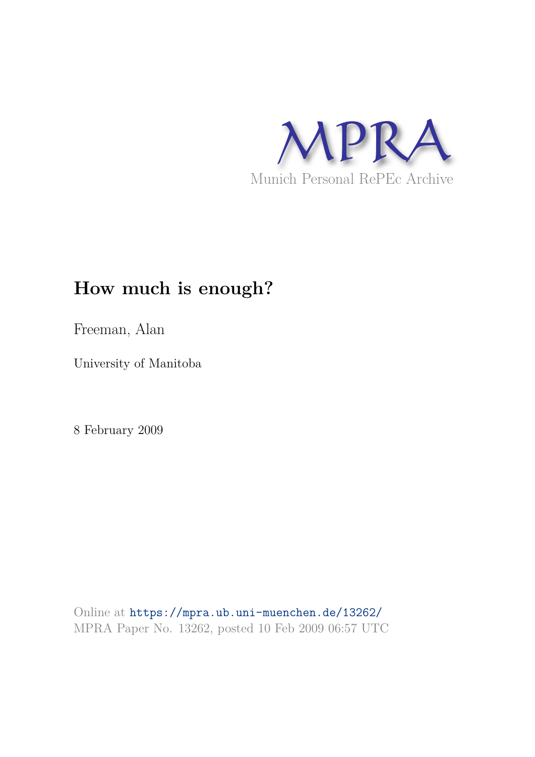MPRA

Munich Personal RePEc Archive

# How much is enough?

Freeman, Alan

University of Manitoba

8 February 2009

Online at https://mpra.ub.uni-muenchen.de/13262/
MPRA Paper No. 13262, posted 10 Feb 2009 06:57 UTC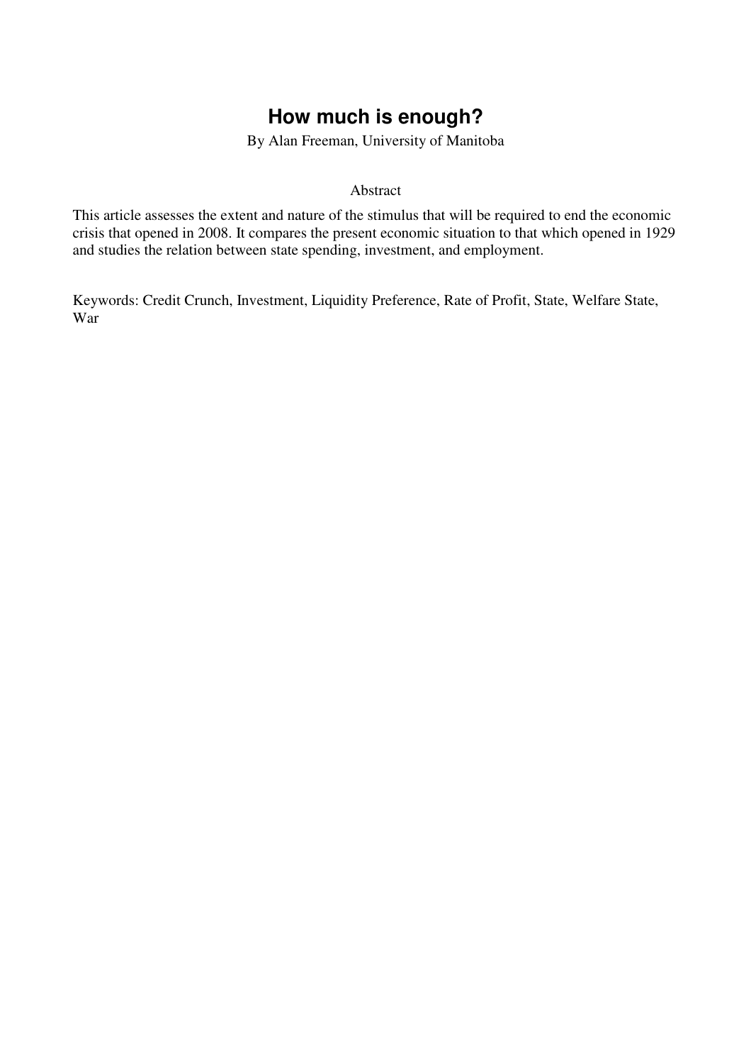# How much is enough?

By Alan Freeman, University of Manitoba

Abstract

This article assesses the extent and nature of the stimulus that will be required to end the economic crisis that opened in 2008. It compares the present economic situation to that which opened in 1929 and studies the relation between state spending, investment, and employment.

Keywords: Credit Crunch, Investment, Liquidity Preference, Rate of Profit, State, Welfare State, War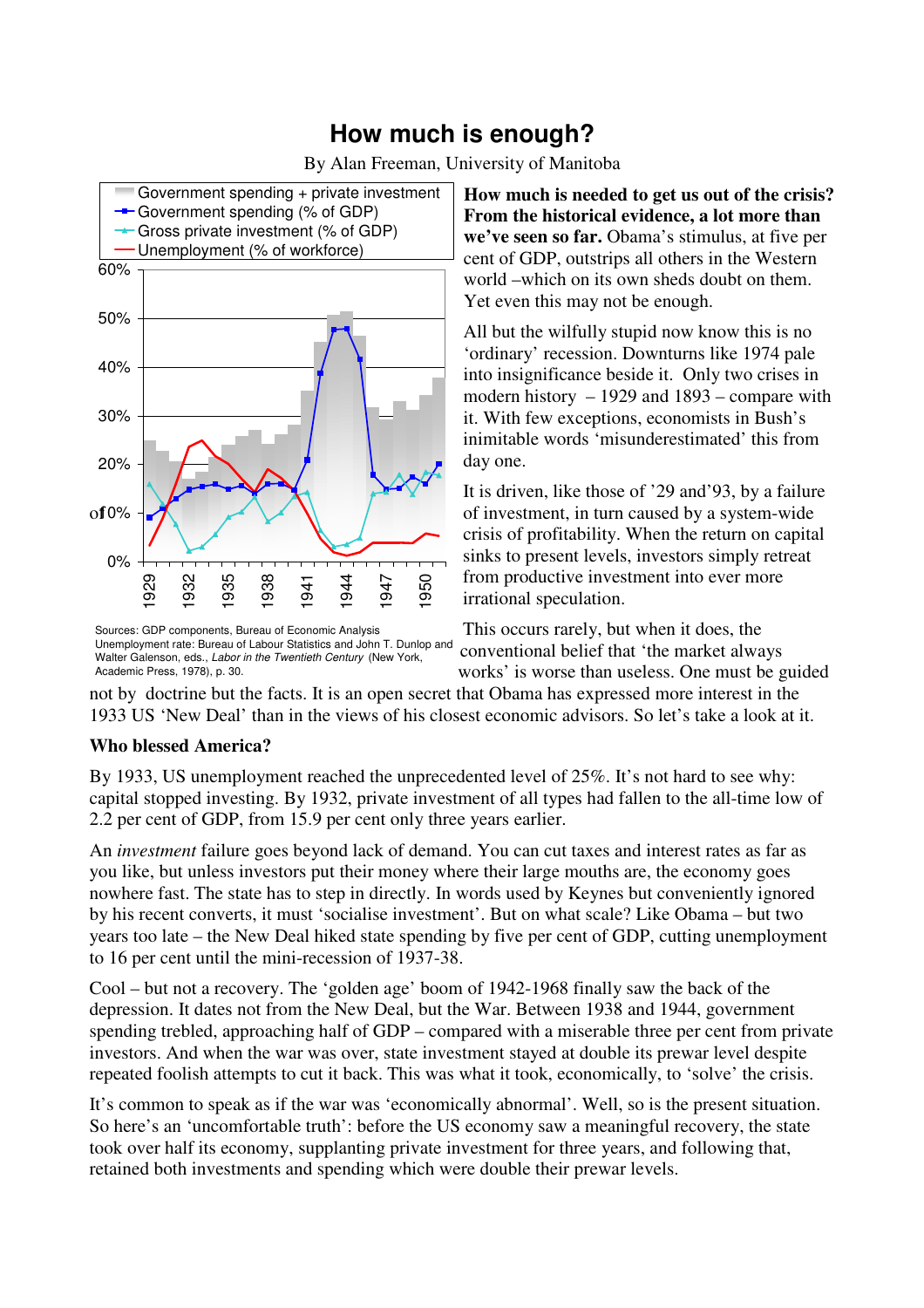# How much is enough?

By Alan Freeman, University of Manitoba

Government spending + private investment
Government spending (% of GDP)
Gross private investment (% of GDP)
Unemployment (% of workforce)

Sources: GDP components, Bureau of Economic Analysis
Unemployment rate: Bureau of Labour Statistics and John T. Dunlop and Walter Galenson, eds., *Labor in the Twentieth Century* (New York, Academic Press, 1978), p. 30.

**How much is needed to get us out of the crisis? From the historical evidence, a lot more than we've seen so far.** Obama's stimulus, at five per cent of GDP, outstrips all others in the Western world –which on its own sheds doubt on them. Yet even this may not be enough.

All but the wilfully stupid now know this is no 'ordinary' recession. Downturns like 1974 pale into insignificance beside it. Only two crises in modern history – 1929 and 1893 – compare with it. With few exceptions, economists in Bush's inimitable words 'misunderestimated' this from day one.

It is driven, like those of '29 and'93, by a failure of investment, in turn caused by a system-wide crisis of profitability. When the return on capital sinks to present levels, investors simply retreat from productive investment into ever more irrational speculation.

This occurs rarely, but when it does, the conventional belief that 'the market always works' is worse than useless. One must be guided not by doctrine but the facts. It is an open secret that Obama has expressed more interest in the 1933 US 'New Deal' than in the views of his closest economic advisors. So let's take a look at it.

**Who blessed America?**

By 1933, US unemployment reached the unprecedented level of 25%. It's not hard to see why: capital stopped investing. By 1932, private investment of all types had fallen to the all-time low of 2.2 per cent of GDP, from 15.9 per cent only three years earlier.

An *investment* failure goes beyond lack of demand. You can cut taxes and interest rates as far as you like, but unless investors put their money where their large mouths are, the economy goes nowhere fast. The state has to step in directly. In words used by Keynes but conveniently ignored by his recent converts, it must 'socialise investment'. But on what scale? Like Obama – but two years too late – the New Deal hiked state spending by five per cent of GDP, cutting unemployment to 16 per cent until the mini-recession of 1937-38.

Cool – but not a recovery. The 'golden age' boom of 1942-1968 finally saw the back of the depression. It dates not from the New Deal, but the War. Between 1938 and 1944, government spending trebled, approaching half of GDP – compared with a miserable three per cent from private investors. And when the war was over, state investment stayed at double its prewar level despite repeated foolish attempts to cut it back. This was what it took, economically, to 'solve' the crisis.

It's common to speak as if the war was 'economically abnormal'. Well, so is the present situation. So here's an 'uncomfortable truth': before the US economy saw a meaningful recovery, the state took over half its economy, supplanting private investment for three years, and following that, retained both investments and spending which were double their prewar levels.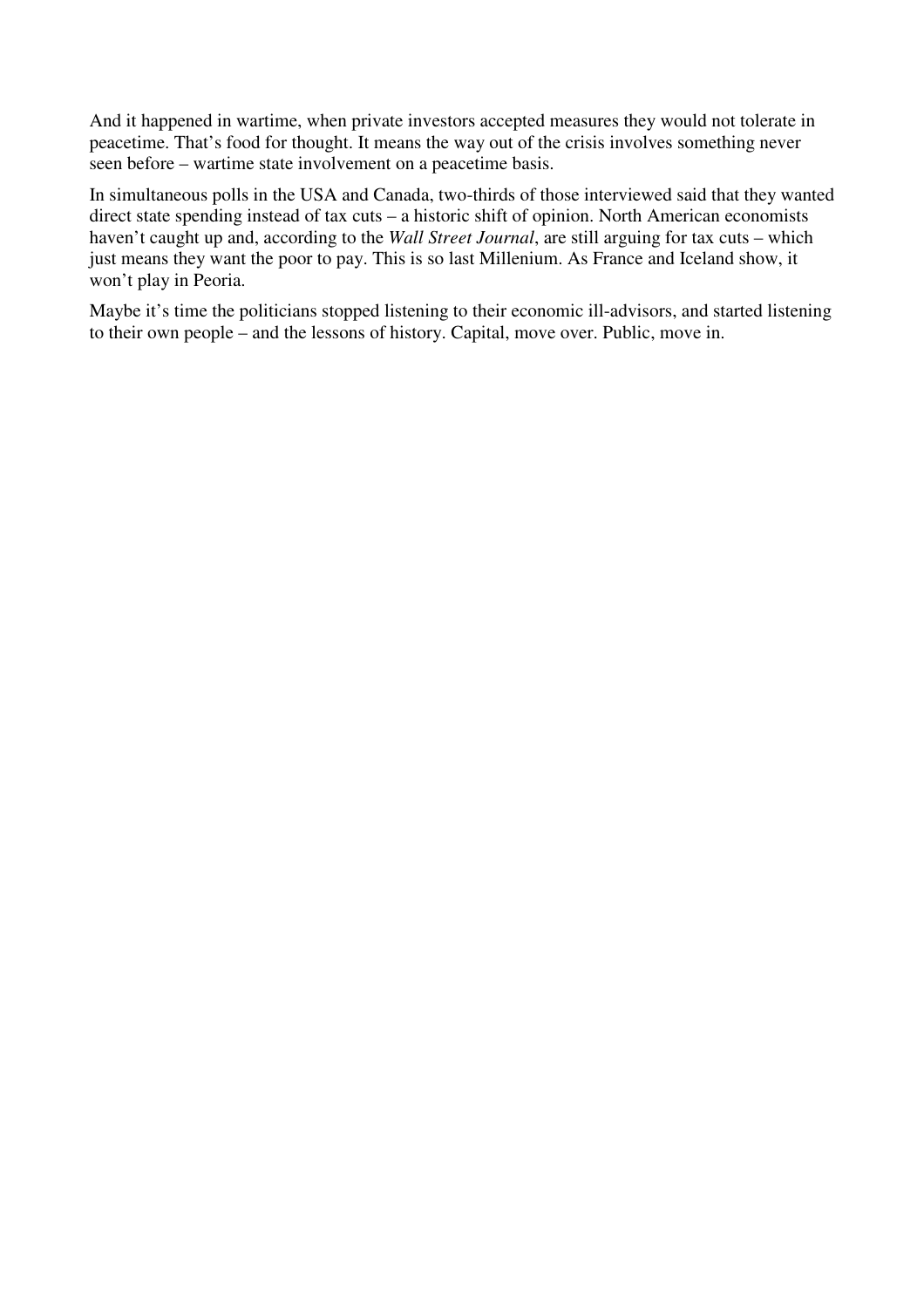And it happened in wartime, when private investors accepted measures they would not tolerate in peacetime. That's food for thought. It means the way out of the crisis involves something never seen before – wartime state involvement on a peacetime basis.

In simultaneous polls in the USA and Canada, two-thirds of those interviewed said that they wanted direct state spending instead of tax cuts – a historic shift of opinion. North American economists haven't caught up and, according to the *Wall Street Journal*, are still arguing for tax cuts – which just means they want the poor to pay. This is so last Millenium. As France and Iceland show, it won't play in Peoria.

Maybe it's time the politicians stopped listening to their economic ill-advisors, and started listening to their own people – and the lessons of history. Capital, move over. Public, move in.